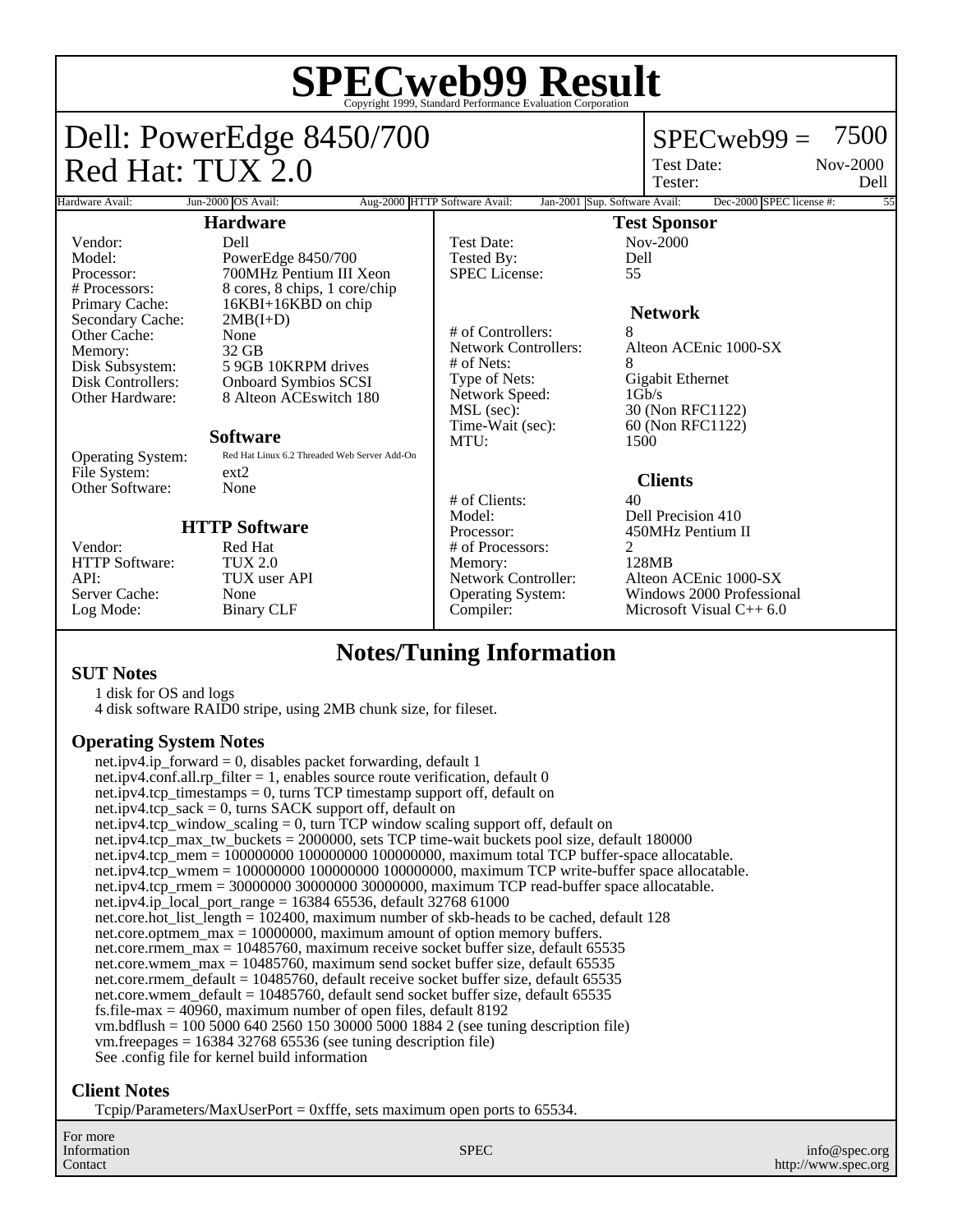# SPECweb99 Result

Copyright 1999, Standard Performance Evaluation Corporation

## Dell: PowerEdge 8450/700
## Red Hat: TUX 2.0

SPECweb99 = 7500

Test Date: Nov-2000
Tester: Dell

| Hardware Avail: | Jun-2000 | OS Avail: | Aug-2000 | HTTP Software Avail: | Jan-2001 | Sup. Software Avail: | Dec-2000 | SPEC license #: | 55 |
|---|---|---|---|---|---|---|---|---|---|

### Hardware

| | |
|---|---|
| Vendor: | Dell |
| Model: | PowerEdge 8450/700 |
| Processor: | 700MHz Pentium III Xeon |
| # Processors: | 8 cores, 8 chips, 1 core/chip |
| Primary Cache: | 16KBI+16KBD on chip |
| Secondary Cache: | 2MB(I+D) |
| Other Cache: | None |
| Memory: | 32 GB |
| Disk Subsystem: | 5 9GB 10KRPM drives |
| Disk Controllers: | Onboard Symbios SCSI |
| Other Hardware: | 8 Alteon ACEswitch 180 |

### Software

| | |
|---|---|
| Operating System: | Red Hat Linux 6.2 Threaded Web Server Add-On |
| File System: | ext2 |
| Other Software: | None |

### HTTP Software

| | |
|---|---|
| Vendor: | Red Hat |
| HTTP Software: | TUX 2.0 |
| API: | TUX user API |
| Server Cache: | None |
| Log Mode: | Binary CLF |

### Test Sponsor

| | |
|---|---|
| Test Date: | Nov-2000 |
| Tested By: | Dell |
| SPEC License: | 55 |

### Network

| | |
|---|---|
| # of Controllers: | 8 |
| Network Controllers: | Alteon ACEnic 1000-SX |
| # of Nets: | 8 |
| Type of Nets: | Gigabit Ethernet |
| Network Speed: | 1Gb/s |
| MSL (sec): | 30 (Non RFC1122) |
| Time-Wait (sec): | 60 (Non RFC1122) |
| MTU: | 1500 |

### Clients

| | |
|---|---|
| # of Clients: | 40 |
| Model: | Dell Precision 410 |
| Processor: | 450MHz Pentium II |
| # of Processors: | 2 |
| Memory: | 128MB |
| Network Controller: | Alteon ACEnic 1000-SX |
| Operating System: | Windows 2000 Professional |
| Compiler: | Microsoft Visual C++ 6.0 |

## Notes/Tuning Information

### SUT Notes

1 disk for OS and logs
4 disk software RAID0 stripe, using 2MB chunk size, for fileset.

### Operating System Notes

net.ipv4.ip_forward = 0, disables packet forwarding, default 1
net.ipv4.conf.all.rp_filter = 1, enables source route verification, default 0
net.ipv4.tcp_timestamps = 0, turns TCP timestamp support off, default on
net.ipv4.tcp_sack = 0, turns SACK support off, default on
net.ipv4.tcp_window_scaling = 0, turn TCP window scaling support off, default on
net.ipv4.tcp_max_tw_buckets = 2000000, sets TCP time-wait buckets pool size, default 180000
net.ipv4.tcp_mem = 100000000 100000000 100000000, maximum total TCP buffer-space allocatable.
net.ipv4.tcp_wmem = 100000000 100000000 100000000, maximum TCP write-buffer space allocatable.
net.ipv4.tcp_rmem = 30000000 30000000 30000000, maximum TCP read-buffer space allocatable.
net.ipv4.ip_local_port_range = 16384 65536, default 32768 61000
net.core.hot_list_length = 102400, maximum number of skb-heads to be cached, default 128
net.core.optmem_max = 10000000, maximum amount of option memory buffers.
net.core.rmem_max = 10485760, maximum receive socket buffer size, default 65535
net.core.wmem_max = 10485760, maximum send socket buffer size, default 65535
net.core.rmem_default = 10485760, default receive socket buffer size, default 65535
net.core.wmem_default = 10485760, default send socket buffer size, default 65535
fs.file-max = 40960, maximum number of open files, default 8192
vm.bdflush = 100 5000 640 2560 150 30000 5000 1884 2 (see tuning description file)
vm.freepages = 16384 32768 65536 (see tuning description file)
See .config file for kernel build information

### Client Notes

Tcpip/Parameters/MaxUserPort = 0xfffe, sets maximum open ports to 65534.

For more Information Contact: SPEC — info@spec.org — http://www.spec.org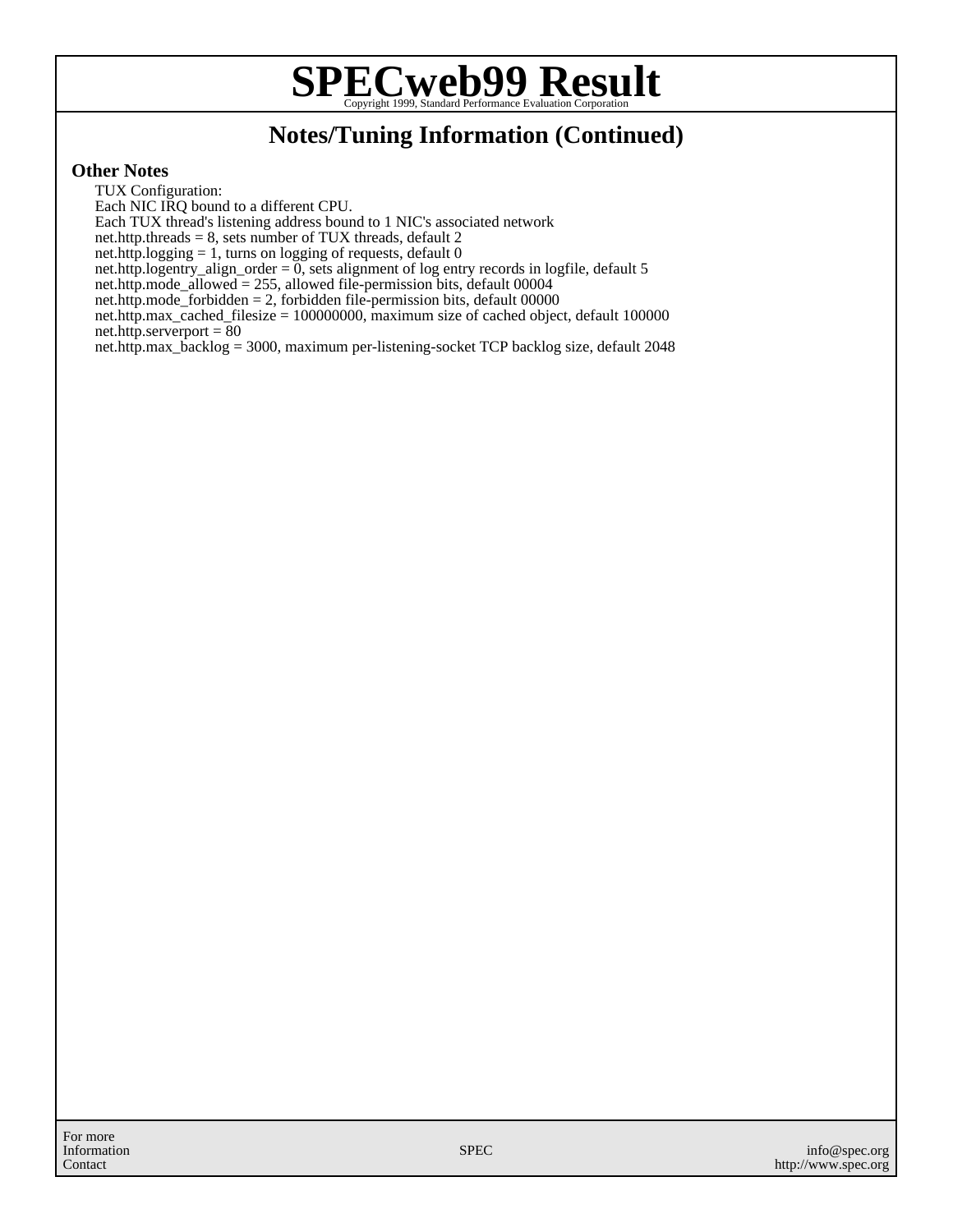# SPECweb99 Result

## Notes/Tuning Information (Continued)

### Other Notes

TUX Configuration:
Each NIC IRQ bound to a different CPU.
Each TUX thread's listening address bound to 1 NIC's associated network
net.http.threads = 8, sets number of TUX threads, default 2
net.http.logging = 1, turns on logging of requests, default 0
net.http.logentry_align_order = 0, sets alignment of log entry records in logfile, default 5
net.http.mode_allowed = 255, allowed file-permission bits, default 00004
net.http.mode_forbidden = 2, forbidden file-permission bits, default 00000
net.http.max_cached_filesize = 100000000, maximum size of cached object, default 100000
net.http.serverport = 80
net.http.max_backlog = 3000, maximum per-listening-socket TCP backlog size, default 2048